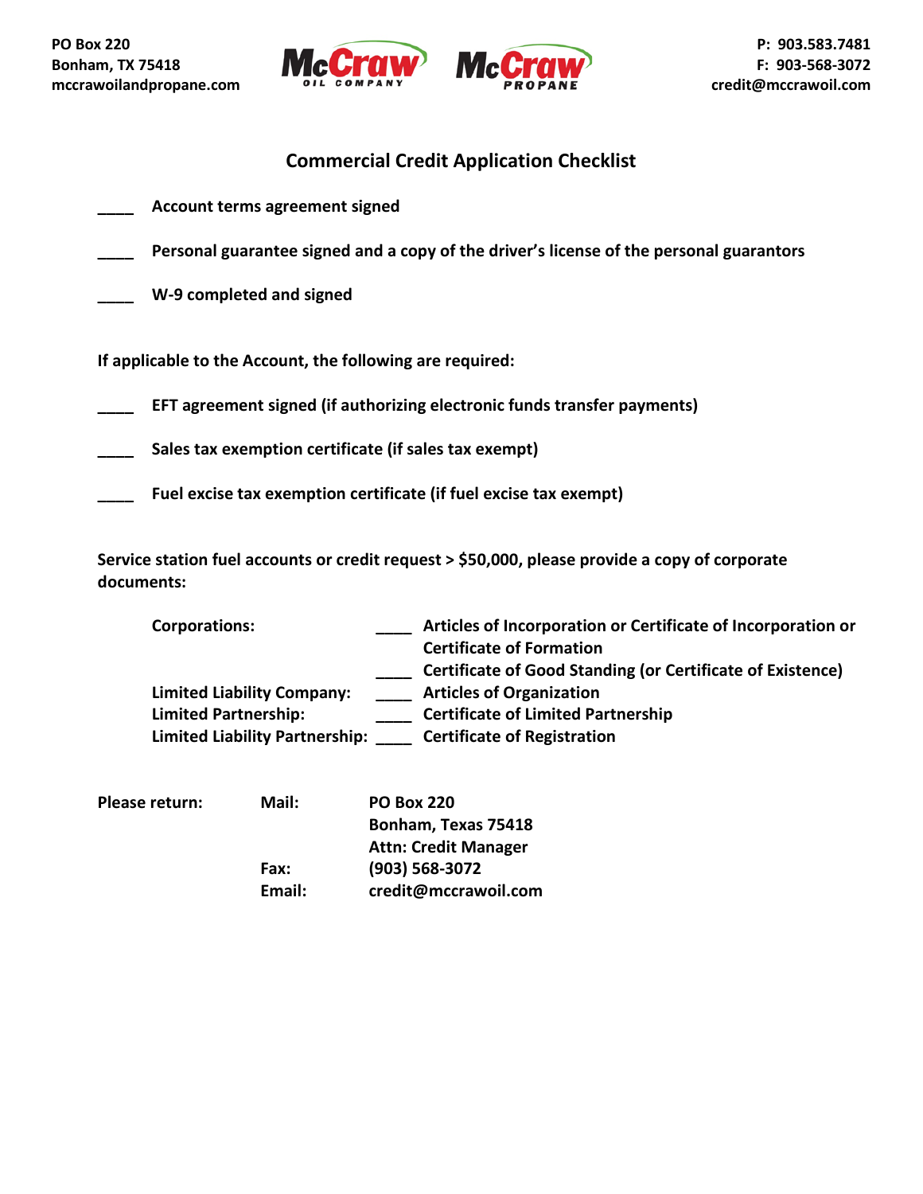PO Box 220
Bonham, TX 75418
mccrawoilandpropane.com

McCraw Oil Company | McCraw Propane

P: 903.583.7481
F: 903-568-3072
credit@mccrawoil.com

## Commercial Credit Application Checklist

____ Account terms agreement signed

____ Personal guarantee signed and a copy of the driver's license of the personal guarantors

____ W-9 completed and signed

**If applicable to the Account, the following are required:**

____ EFT agreement signed (if authorizing electronic funds transfer payments)

____ Sales tax exemption certificate (if sales tax exempt)

____ Fuel excise tax exemption certificate (if fuel excise tax exempt)

**Service station fuel accounts or credit request > $50,000, please provide a copy of corporate documents:**

| | | |
|---|---|---|
| Corporations: | ____ | Articles of Incorporation or Certificate of Incorporation or Certificate of Formation |
| | ____ | Certificate of Good Standing (or Certificate of Existence) |
| Limited Liability Company: | ____ | Articles of Organization |
| Limited Partnership: | ____ | Certificate of Limited Partnership |
| Limited Liability Partnership: | ____ | Certificate of Registration |

| | | |
|---|---|---|
| Please return: | Mail: | PO Box 220<br>Bonham, Texas 75418<br>Attn: Credit Manager |
| | Fax: | (903) 568-3072 |
| | Email: | credit@mccrawoil.com |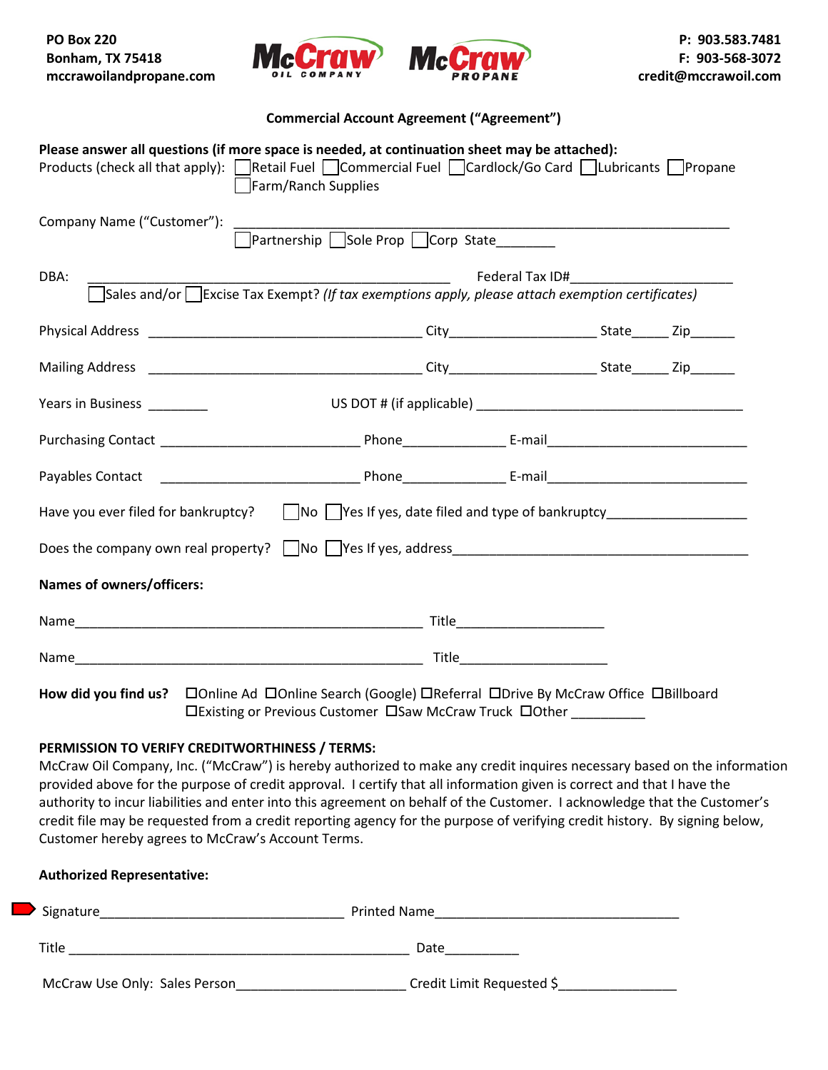PO Box 220
Bonham, TX 75418
mccrawoilandpropane.com

McCraw OIL COMPANY McCraw PROPANE

P: 903.583.7481
F: 903-568-3072
credit@mccrawoil.com

## Commercial Account Agreement ("Agreement")

**Please answer all questions (if more space is needed, at continuation sheet may be attached):**

Products (check all that apply): ☐Retail Fuel ☐Commercial Fuel ☐Cardlock/Go Card ☐Lubricants ☐Propane ☐Farm/Ranch Supplies

Company Name ("Customer"): ________________________________________________________________
☐Partnership ☐Sole Prop ☐Corp State________

DBA: ___________________________________________________ Federal Tax ID#______________________
☐Sales and/or ☐Excise Tax Exempt? *(If tax exemptions apply, please attach exemption certificates)*

Physical Address ______________________________________ City____________________ State_____ Zip______

Mailing Address ______________________________________ City____________________ State_____ Zip______

Years in Business ________ US DOT # (if applicable) ______________________________________

Purchasing Contact ___________________________ Phone______________ E-mail___________________________

Payables Contact ___________________________ Phone______________ E-mail___________________________

Have you ever filed for bankruptcy? ☐No ☐Yes If yes, date filed and type of bankruptcy___________________

Does the company own real property? ☐No ☐Yes If yes, address________________________________________

**Names of owners/officers:**

Name_______________________________________________ Title____________________

Name_______________________________________________ Title____________________

**How did you find us?** ☐Online Ad ☐Online Search (Google) ☐Referral ☐Drive By McCraw Office ☐Billboard ☐Existing or Previous Customer ☐Saw McCraw Truck ☐Other __________

**PERMISSION TO VERIFY CREDITWORTHINESS / TERMS:**
McCraw Oil Company, Inc. ("McCraw") is hereby authorized to make any credit inquires necessary based on the information provided above for the purpose of credit approval. I certify that all information given is correct and that I have the authority to incur liabilities and enter into this agreement on behalf of the Customer. I acknowledge that the Customer's credit file may be requested from a credit reporting agency for the purpose of verifying credit history. By signing below, Customer hereby agrees to McCraw's Account Terms.

**Authorized Representative:**

Signature_________________________________ Printed Name_________________________________

Title _______________________________________________ Date__________

McCraw Use Only: Sales Person______________________ Credit Limit Requested $_______________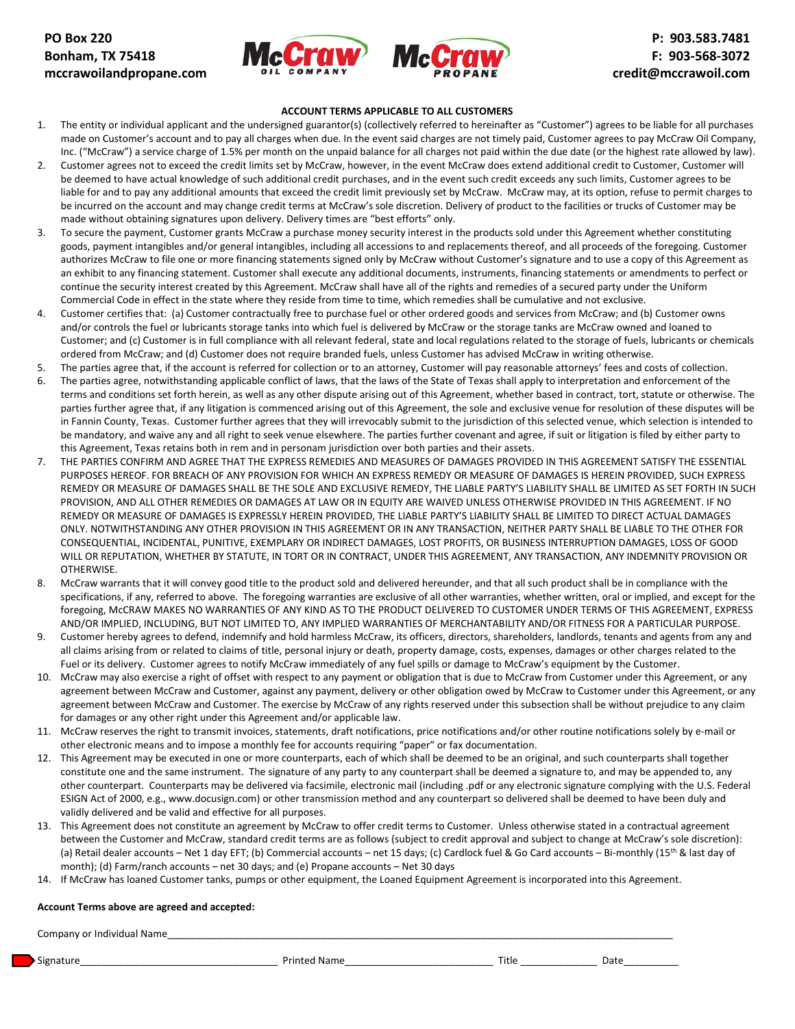PO Box 220
Bonham, TX 75418
mccrawoilandpropane.com

P: 903.583.7481
F: 903-568-3072
credit@mccrawoil.com

### ACCOUNT TERMS APPLICABLE TO ALL CUSTOMERS

1. The entity or individual applicant and the undersigned guarantor(s) (collectively referred to hereinafter as "Customer") agrees to be liable for all purchases made on Customer's account and to pay all charges when due. In the event said charges are not timely paid, Customer agrees to pay McCraw Oil Company, Inc. ("McCraw") a service charge of 1.5% per month on the unpaid balance for all charges not paid within the due date (or the highest rate allowed by law).
2. Customer agrees not to exceed the credit limits set by McCraw, however, in the event McCraw does extend additional credit to Customer, Customer will be deemed to have actual knowledge of such additional credit purchases, and in the event such credit exceeds any such limits, Customer agrees to be liable for and to pay any additional amounts that exceed the credit limit previously set by McCraw. McCraw may, at its option, refuse to permit charges to be incurred on the account and may change credit terms at McCraw's sole discretion. Delivery of product to the facilities or trucks of Customer may be made without obtaining signatures upon delivery. Delivery times are "best efforts" only.
3. To secure the payment, Customer grants McCraw a purchase money security interest in the products sold under this Agreement whether constituting goods, payment intangibles and/or general intangibles, including all accessions to and replacements thereof, and all proceeds of the foregoing. Customer authorizes McCraw to file one or more financing statements signed only by McCraw without Customer's signature and to use a copy of this Agreement as an exhibit to any financing statement. Customer shall execute any additional documents, instruments, financing statements or amendments to perfect or continue the security interest created by this Agreement. McCraw shall have all of the rights and remedies of a secured party under the Uniform Commercial Code in effect in the state where they reside from time to time, which remedies shall be cumulative and not exclusive.
4. Customer certifies that: (a) Customer contractually free to purchase fuel or other ordered goods and services from McCraw; and (b) Customer owns and/or controls the fuel or lubricants storage tanks into which fuel is delivered by McCraw or the storage tanks are McCraw owned and loaned to Customer; and (c) Customer is in full compliance with all relevant federal, state and local regulations related to the storage of fuels, lubricants or chemicals ordered from McCraw; and (d) Customer does not require branded fuels, unless Customer has advised McCraw in writing otherwise.
5. The parties agree that, if the account is referred for collection or to an attorney, Customer will pay reasonable attorneys' fees and costs of collection.
6. The parties agree, notwithstanding applicable conflict of laws, that the laws of the State of Texas shall apply to interpretation and enforcement of the terms and conditions set forth herein, as well as any other dispute arising out of this Agreement, whether based in contract, tort, statute or otherwise. The parties further agree that, if any litigation is commenced arising out of this Agreement, the sole and exclusive venue for resolution of these disputes will be in Fannin County, Texas. Customer further agrees that they will irrevocably submit to the jurisdiction of this selected venue, which selection is intended to be mandatory, and waive any and all right to seek venue elsewhere. The parties further covenant and agree, if suit or litigation is filed by either party to this Agreement, Texas retains both in rem and in personam jurisdiction over both parties and their assets.
7. THE PARTIES CONFIRM AND AGREE THAT THE EXPRESS REMEDIES AND MEASURES OF DAMAGES PROVIDED IN THIS AGREEMENT SATISFY THE ESSENTIAL PURPOSES HEREOF. FOR BREACH OF ANY PROVISION FOR WHICH AN EXPRESS REMEDY OR MEASURE OF DAMAGES IS HEREIN PROVIDED, SUCH EXPRESS REMEDY OR MEASURE OF DAMAGES SHALL BE THE SOLE AND EXCLUSIVE REMEDY, THE LIABLE PARTY'S LIABILITY SHALL BE LIMITED AS SET FORTH IN SUCH PROVISION, AND ALL OTHER REMEDIES OR DAMAGES AT LAW OR IN EQUITY ARE WAIVED UNLESS OTHERWISE PROVIDED IN THIS AGREEMENT. IF NO REMEDY OR MEASURE OF DAMAGES IS EXPRESSLY HEREIN PROVIDED, THE LIABLE PARTY'S LIABILITY SHALL BE LIMITED TO DIRECT ACTUAL DAMAGES ONLY. NOTWITHSTANDING ANY OTHER PROVISION IN THIS AGREEMENT OR IN ANY TRANSACTION, NEITHER PARTY SHALL BE LIABLE TO THE OTHER FOR CONSEQUENTIAL, INCIDENTAL, PUNITIVE, EXEMPLARY OR INDIRECT DAMAGES, LOST PROFITS, OR BUSINESS INTERRUPTION DAMAGES, LOSS OF GOOD WILL OR REPUTATION, WHETHER BY STATUTE, IN TORT OR IN CONTRACT, UNDER THIS AGREEMENT, ANY TRANSACTION, ANY INDEMNITY PROVISION OR OTHERWISE.
8. McCraw warrants that it will convey good title to the product sold and delivered hereunder, and that all such product shall be in compliance with the specifications, if any, referred to above. The foregoing warranties are exclusive of all other warranties, whether written, oral or implied, and except for the foregoing, McCRAW MAKES NO WARRANTIES OF ANY KIND AS TO THE PRODUCT DELIVERED TO CUSTOMER UNDER TERMS OF THIS AGREEMENT, EXPRESS AND/OR IMPLIED, INCLUDING, BUT NOT LIMITED TO, ANY IMPLIED WARRANTIES OF MERCHANTABILITY AND/OR FITNESS FOR A PARTICULAR PURPOSE.
9. Customer hereby agrees to defend, indemnify and hold harmless McCraw, its officers, directors, shareholders, landlords, tenants and agents from any and all claims arising from or related to claims of title, personal injury or death, property damage, costs, expenses, damages or other charges related to the Fuel or its delivery. Customer agrees to notify McCraw immediately of any fuel spills or damage to McCraw's equipment by the Customer.
10. McCraw may also exercise a right of offset with respect to any payment or obligation that is due to McCraw from Customer under this Agreement, or any agreement between McCraw and Customer, against any payment, delivery or other obligation owed by McCraw to Customer under this Agreement, or any agreement between McCraw and Customer. The exercise by McCraw of any rights reserved under this subsection shall be without prejudice to any claim for damages or any other right under this Agreement and/or applicable law.
11. McCraw reserves the right to transmit invoices, statements, draft notifications, price notifications and/or other routine notifications solely by e-mail or other electronic means and to impose a monthly fee for accounts requiring "paper" or fax documentation.
12. This Agreement may be executed in one or more counterparts, each of which shall be deemed to be an original, and such counterparts shall together constitute one and the same instrument. The signature of any party to any counterpart shall be deemed a signature to, and may be appended to, any other counterpart. Counterparts may be delivered via facsimile, electronic mail (including .pdf or any electronic signature complying with the U.S. Federal ESIGN Act of 2000, e.g., www.docusign.com) or other transmission method and any counterpart so delivered shall be deemed to have been duly and validly delivered and be valid and effective for all purposes.
13. This Agreement does not constitute an agreement by McCraw to offer credit terms to Customer. Unless otherwise stated in a contractual agreement between the Customer and McCraw, standard credit terms are as follows (subject to credit approval and subject to change at McCraw's sole discretion): (a) Retail dealer accounts – Net 1 day EFT; (b) Commercial accounts – net 15 days; (c) Cardlock fuel & Go Card accounts – Bi-monthly (15th & last day of month); (d) Farm/ranch accounts – net 30 days; and (e) Propane accounts – Net 30 days
14. If McCraw has loaned Customer tanks, pumps or other equipment, the Loaned Equipment Agreement is incorporated into this Agreement.

**Account Terms above are agreed and accepted:**

Company or Individual Name\_\_\_\_\_\_\_\_\_\_\_\_\_\_\_\_\_\_\_\_\_\_\_\_\_\_\_\_\_\_\_\_\_\_\_\_\_\_\_\_\_\_\_\_

Signature\_\_\_\_\_\_\_\_\_\_\_\_\_\_\_\_\_\_\_\_ Printed Name\_\_\_\_\_\_\_\_\_\_\_\_\_\_\_\_\_\_\_\_ Title \_\_\_\_\_\_\_\_\_\_ Date\_\_\_\_\_\_\_\_\_\_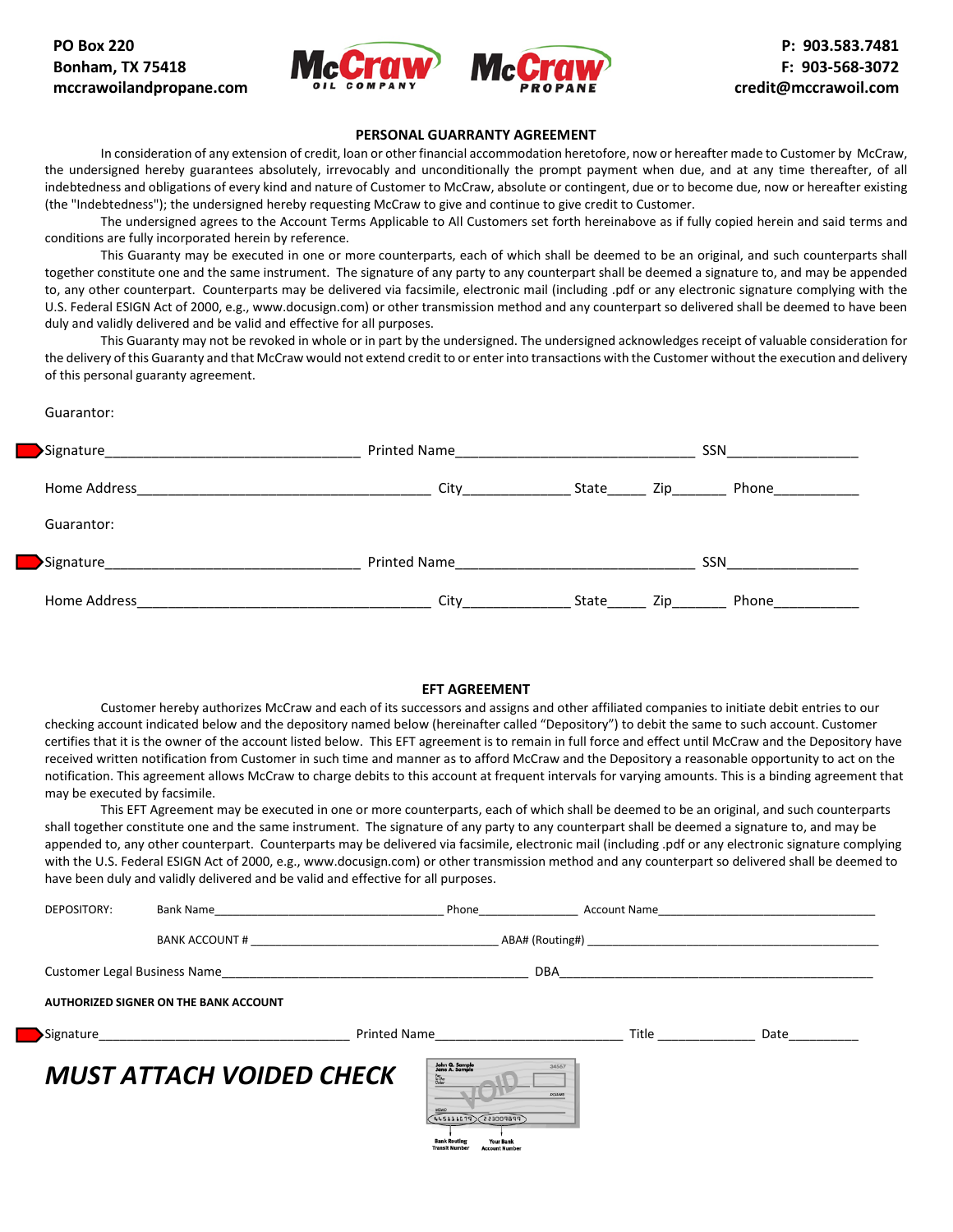PO Box 220
Bonham, TX 75418
mccrawoilandpropane.com

P: 903.583.7481
F: 903-568-3072
credit@mccrawoil.com

## PERSONAL GUARRANTY AGREEMENT

In consideration of any extension of credit, loan or other financial accommodation heretofore, now or hereafter made to Customer by McCraw, the undersigned hereby guarantees absolutely, irrevocably and unconditionally the prompt payment when due, and at any time thereafter, of all indebtedness and obligations of every kind and nature of Customer to McCraw, absolute or contingent, due or to become due, now or hereafter existing (the "Indebtedness"); the undersigned hereby requesting McCraw to give and continue to give credit to Customer.

The undersigned agrees to the Account Terms Applicable to All Customers set forth hereinabove as if fully copied herein and said terms and conditions are fully incorporated herein by reference.

This Guaranty may be executed in one or more counterparts, each of which shall be deemed to be an original, and such counterparts shall together constitute one and the same instrument. The signature of any party to any counterpart shall be deemed a signature to, and may be appended to, any other counterpart. Counterparts may be delivered via facsimile, electronic mail (including .pdf or any electronic signature complying with the U.S. Federal ESIGN Act of 2000, e.g., www.docusign.com) or other transmission method and any counterpart so delivered shall be deemed to have been duly and validly delivered and be valid and effective for all purposes.

This Guaranty may not be revoked in whole or in part by the undersigned. The undersigned acknowledges receipt of valuable consideration for the delivery of this Guaranty and that McCraw would not extend credit to or enter into transactions with the Customer without the execution and delivery of this personal guaranty agreement.

Guarantor:

Signature_________________________________ Printed Name______________________________ SSN_________________

Home Address_____________________________________ City_____________ State_____ Zip_______ Phone___________

Guarantor:

Signature_________________________________ Printed Name______________________________ SSN_________________

Home Address_____________________________________ City_____________ State_____ Zip_______ Phone___________

## EFT AGREEMENT

Customer hereby authorizes McCraw and each of its successors and assigns and other affiliated companies to initiate debit entries to our checking account indicated below and the depository named below (hereinafter called "Depository") to debit the same to such account. Customer certifies that it is the owner of the account listed below. This EFT agreement is to remain in full force and effect until McCraw and the Depository have received written notification from Customer in such time and manner as to afford McCraw and the Depository a reasonable opportunity to act on the notification. This agreement allows McCraw to charge debits to this account at frequent intervals for varying amounts. This is a binding agreement that may be executed by facsimile.

This EFT Agreement may be executed in one or more counterparts, each of which shall be deemed to be an original, and such counterparts shall together constitute one and the same instrument. The signature of any party to any counterpart shall be deemed a signature to, and may be appended to, any other counterpart. Counterparts may be delivered via facsimile, electronic mail (including .pdf or any electronic signature complying with the U.S. Federal ESIGN Act of 2000, e.g., www.docusign.com) or other transmission method and any counterpart so delivered shall be deemed to have been duly and validly delivered and be valid and effective for all purposes.

DEPOSITORY: Bank Name___________________________________ Phone_______________ Account Name__________________________________

BANK ACCOUNT # ______________________________________ ABA# (Routing#) ______________________________________________

Customer Legal Business Name____________________________________________ DBA_______________________________________________

**AUTHORIZED SIGNER ON THE BANK ACCOUNT**

Signature_____________________________________ Printed Name__________________________ Title ______________ Date__________

***MUST ATTACH VOIDED CHECK***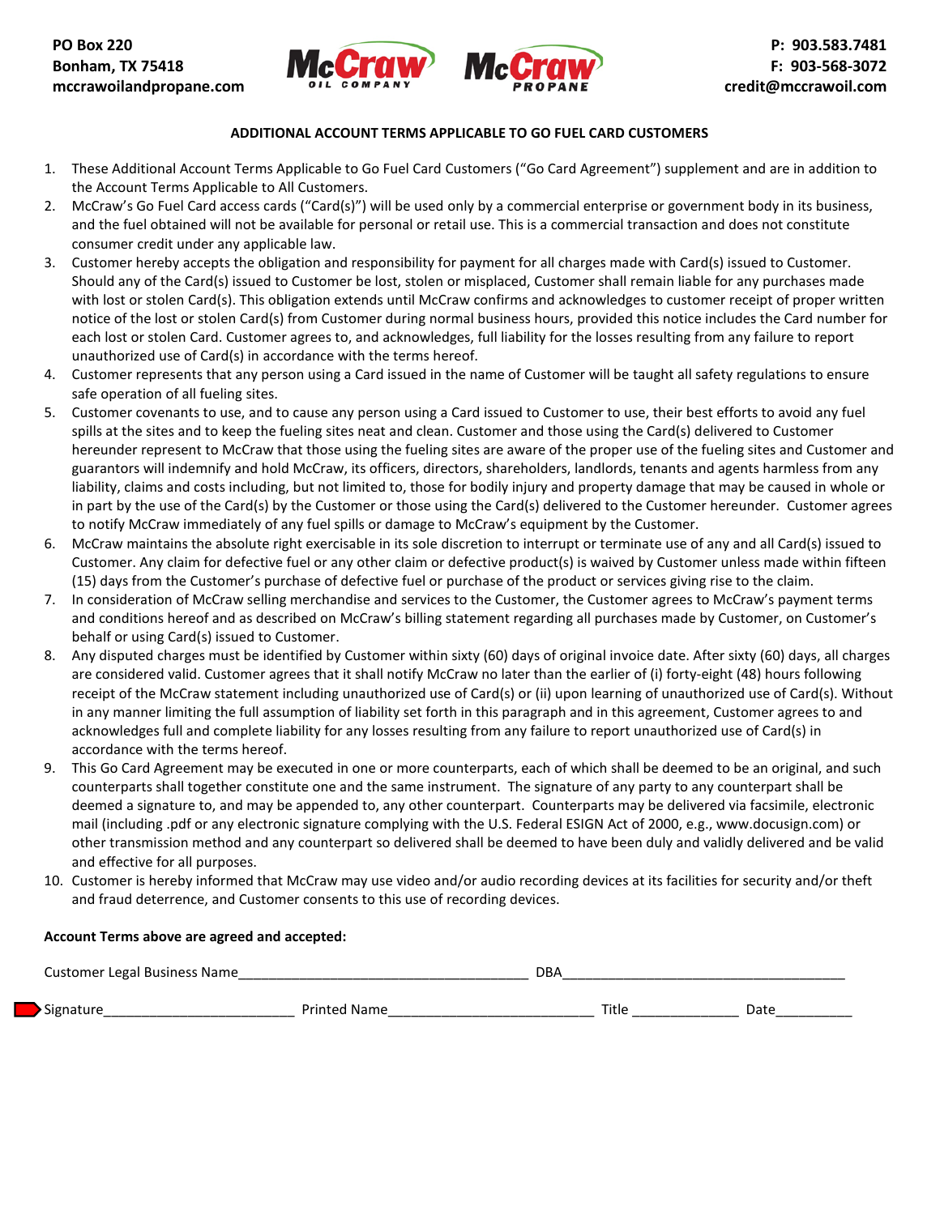PO Box 220
Bonham, TX 75418
mccrawoilandpropane.com

P: 903.583.7481
F: 903-568-3072
credit@mccrawoil.com

**ADDITIONAL ACCOUNT TERMS APPLICABLE TO GO FUEL CARD CUSTOMERS**

1. These Additional Account Terms Applicable to Go Fuel Card Customers ("Go Card Agreement") supplement and are in addition to the Account Terms Applicable to All Customers.
2. McCraw's Go Fuel Card access cards ("Card(s)") will be used only by a commercial enterprise or government body in its business, and the fuel obtained will not be available for personal or retail use. This is a commercial transaction and does not constitute consumer credit under any applicable law.
3. Customer hereby accepts the obligation and responsibility for payment for all charges made with Card(s) issued to Customer. Should any of the Card(s) issued to Customer be lost, stolen or misplaced, Customer shall remain liable for any purchases made with lost or stolen Card(s). This obligation extends until McCraw confirms and acknowledges to customer receipt of proper written notice of the lost or stolen Card(s) from Customer during normal business hours, provided this notice includes the Card number for each lost or stolen Card. Customer agrees to, and acknowledges, full liability for the losses resulting from any failure to report unauthorized use of Card(s) in accordance with the terms hereof.
4. Customer represents that any person using a Card issued in the name of Customer will be taught all safety regulations to ensure safe operation of all fueling sites.
5. Customer covenants to use, and to cause any person using a Card issued to Customer to use, their best efforts to avoid any fuel spills at the sites and to keep the fueling sites neat and clean. Customer and those using the Card(s) delivered to Customer hereunder represent to McCraw that those using the fueling sites are aware of the proper use of the fueling sites and Customer and guarantors will indemnify and hold McCraw, its officers, directors, shareholders, landlords, tenants and agents harmless from any liability, claims and costs including, but not limited to, those for bodily injury and property damage that may be caused in whole or in part by the use of the Card(s) by the Customer or those using the Card(s) delivered to the Customer hereunder. Customer agrees to notify McCraw immediately of any fuel spills or damage to McCraw's equipment by the Customer.
6. McCraw maintains the absolute right exercisable in its sole discretion to interrupt or terminate use of any and all Card(s) issued to Customer. Any claim for defective fuel or any other claim or defective product(s) is waived by Customer unless made within fifteen (15) days from the Customer's purchase of defective fuel or purchase of the product or services giving rise to the claim.
7. In consideration of McCraw selling merchandise and services to the Customer, the Customer agrees to McCraw's payment terms and conditions hereof and as described on McCraw's billing statement regarding all purchases made by Customer, on Customer's behalf or using Card(s) issued to Customer.
8. Any disputed charges must be identified by Customer within sixty (60) days of original invoice date. After sixty (60) days, all charges are considered valid. Customer agrees that it shall notify McCraw no later than the earlier of (i) forty-eight (48) hours following receipt of the McCraw statement including unauthorized use of Card(s) or (ii) upon learning of unauthorized use of Card(s). Without in any manner limiting the full assumption of liability set forth in this paragraph and in this agreement, Customer agrees to and acknowledges full and complete liability for any losses resulting from any failure to report unauthorized use of Card(s) in accordance with the terms hereof.
9. This Go Card Agreement may be executed in one or more counterparts, each of which shall be deemed to be an original, and such counterparts shall together constitute one and the same instrument. The signature of any party to any counterpart shall be deemed a signature to, and may be appended to, any other counterpart. Counterparts may be delivered via facsimile, electronic mail (including .pdf or any electronic signature complying with the U.S. Federal ESIGN Act of 2000, e.g., www.docusign.com) or other transmission method and any counterpart so delivered shall be deemed to have been duly and validly delivered and be valid and effective for all purposes.
10. Customer is hereby informed that McCraw may use video and/or audio recording devices at its facilities for security and/or theft and fraud deterrence, and Customer consents to this use of recording devices.

**Account Terms above are agreed and accepted:**

Customer Legal Business Name\_\_\_\_\_\_\_\_\_\_\_\_\_\_\_\_\_\_\_\_\_\_\_\_\_\_\_\_\_\_\_\_\_\_\_\_\_\_ DBA\_\_\_\_\_\_\_\_\_\_\_\_\_\_\_\_\_\_\_\_\_\_\_\_\_\_\_\_\_\_\_\_\_\_\_\_\_\_

Signature\_\_\_\_\_\_\_\_\_\_\_\_\_\_\_\_\_\_\_\_\_\_\_\_\_\_ Printed Name\_\_\_\_\_\_\_\_\_\_\_\_\_\_\_\_\_\_\_\_\_\_\_\_\_\_\_\_ Title \_\_\_\_\_\_\_\_\_\_\_\_\_\_\_ Date\_\_\_\_\_\_\_\_\_\_\_